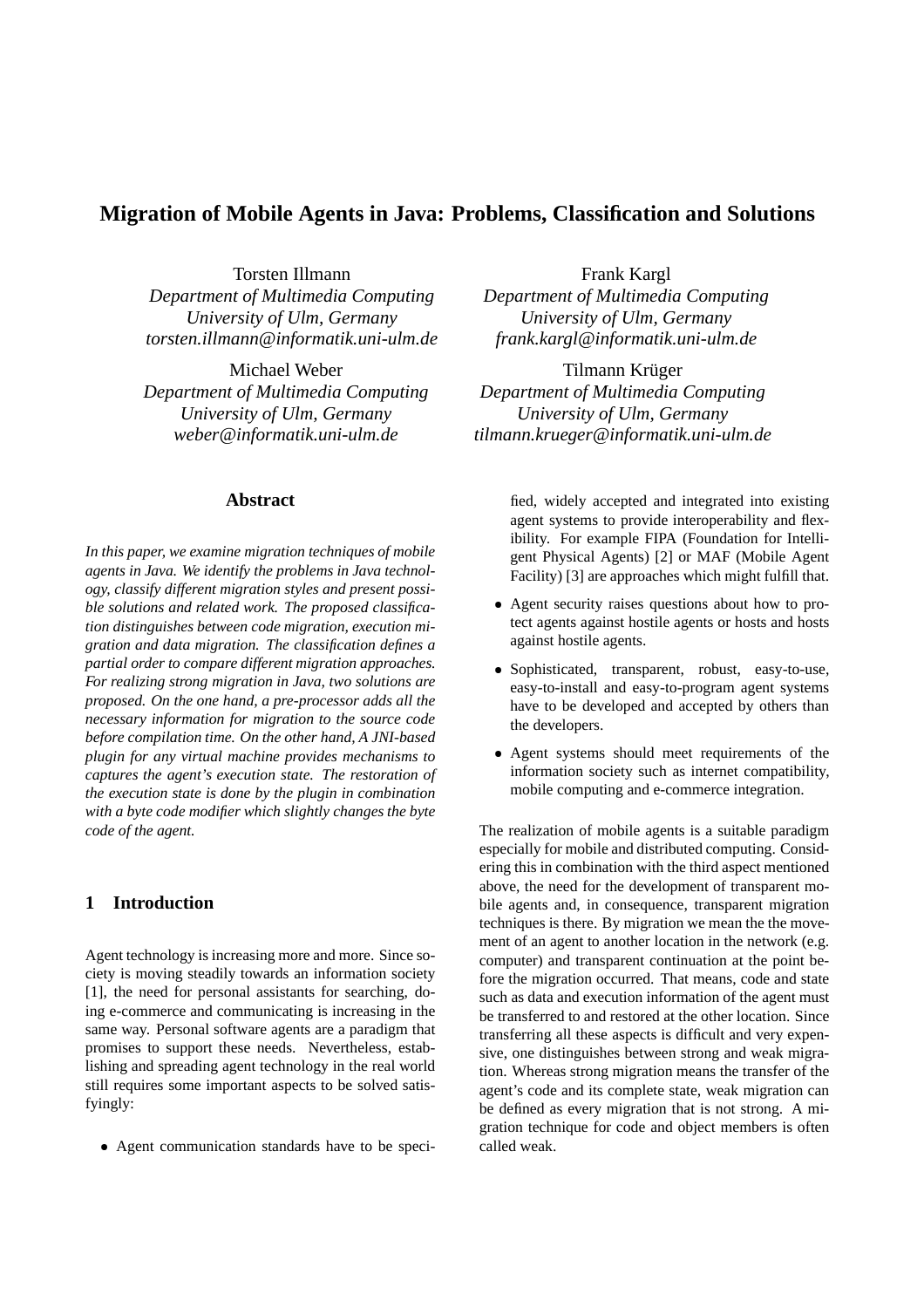# Migration of Mobile Agents in Java: Problems, Classification and Solutions

Torsten Illmann
*Department of Multimedia Computing*
*University of Ulm, Germany*
*torsten.illmann@informatik.uni-ulm.de*

Frank Kargl
*Department of Multimedia Computing*
*University of Ulm, Germany*
*frank.kargl@informatik.uni-ulm.de*

Michael Weber
*Department of Multimedia Computing*
*University of Ulm, Germany*
*weber@informatik.uni-ulm.de*

Tilmann Krüger
*Department of Multimedia Computing*
*University of Ulm, Germany*
*tilmann.krueger@informatik.uni-ulm.de*

## Abstract

*In this paper, we examine migration techniques of mobile agents in Java. We identify the problems in Java technology, classify different migration styles and present possible solutions and related work. The proposed classification distinguishes between code migration, execution migration and data migration. The classification defines a partial order to compare different migration approaches. For realizing strong migration in Java, two solutions are proposed. On the one hand, a pre-processor adds all the necessary information for migration to the source code before compilation time. On the other hand, A JNI-based plugin for any virtual machine provides mechanisms to captures the agent's execution state. The restoration of the execution state is done by the plugin in combination with a byte code modifier which slightly changes the byte code of the agent.*

## 1 Introduction

Agent technology is increasing more and more. Since society is moving steadily towards an information society [1], the need for personal assistants for searching, doing e-commerce and communicating is increasing in the same way. Personal software agents are a paradigm that promises to support these needs. Nevertheless, establishing and spreading agent technology in the real world still requires some important aspects to be solved satisfyingly:

- Agent communication standards have to be specified, widely accepted and integrated into existing agent systems to provide interoperability and flexibility. For example FIPA (Foundation for Intelligent Physical Agents) [2] or MAF (Mobile Agent Facility) [3] are approaches which might fulfill that.
- Agent security raises questions about how to protect agents against hostile agents or hosts and hosts against hostile agents.
- Sophisticated, transparent, robust, easy-to-use, easy-to-install and easy-to-program agent systems have to be developed and accepted by others than the developers.
- Agent systems should meet requirements of the information society such as internet compatibility, mobile computing and e-commerce integration.

The realization of mobile agents is a suitable paradigm especially for mobile and distributed computing. Considering this in combination with the third aspect mentioned above, the need for the development of transparent mobile agents and, in consequence, transparent migration techniques is there. By migration we mean the the movement of an agent to another location in the network (e.g. computer) and transparent continuation at the point before the migration occurred. That means, code and state such as data and execution information of the agent must be transferred to and restored at the other location. Since transferring all these aspects is difficult and very expensive, one distinguishes between strong and weak migration. Whereas strong migration means the transfer of the agent's code and its complete state, weak migration can be defined as every migration that is not strong. A migration technique for code and object members is often called weak.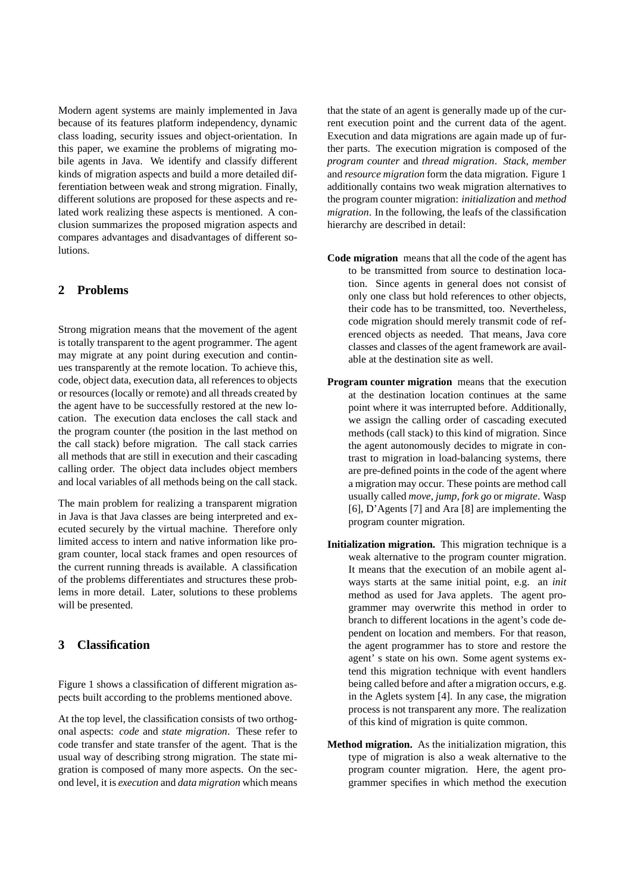Modern agent systems are mainly implemented in Java because of its features platform independency, dynamic class loading, security issues and object-orientation. In this paper, we examine the problems of migrating mobile agents in Java. We identify and classify different kinds of migration aspects and build a more detailed differentiation between weak and strong migration. Finally, different solutions are proposed for these aspects and related work realizing these aspects is mentioned. A conclusion summarizes the proposed migration aspects and compares advantages and disadvantages of different solutions.

## 2 Problems

Strong migration means that the movement of the agent is totally transparent to the agent programmer. The agent may migrate at any point during execution and continues transparently at the remote location. To achieve this, code, object data, execution data, all references to objects or resources (locally or remote) and all threads created by the agent have to be successfully restored at the new location. The execution data encloses the call stack and the program counter (the position in the last method on the call stack) before migration. The call stack carries all methods that are still in execution and their cascading calling order. The object data includes object members and local variables of all methods being on the call stack.

The main problem for realizing a transparent migration in Java is that Java classes are being interpreted and executed securely by the virtual machine. Therefore only limited access to intern and native information like program counter, local stack frames and open resources of the current running threads is available. A classification of the problems differentiates and structures these problems in more detail. Later, solutions to these problems will be presented.

## 3 Classification

Figure 1 shows a classification of different migration aspects built according to the problems mentioned above.

At the top level, the classification consists of two orthogonal aspects: *code* and *state migration*. These refer to code transfer and state transfer of the agent. That is the usual way of describing strong migration. The state migration is composed of many more aspects. On the second level, it is *execution* and *data migration* which means that the state of an agent is generally made up of the current execution point and the current data of the agent. Execution and data migrations are again made up of further parts. The execution migration is composed of the *program counter* and *thread migration*. *Stack, member* and *resource migration* form the data migration. Figure 1 additionally contains two weak migration alternatives to the program counter migration: *initialization* and *method migration*. In the following, the leafs of the classification hierarchy are described in detail:

**Code migration** means that all the code of the agent has to be transmitted from source to destination location. Since agents in general does not consist of only one class but hold references to other objects, their code has to be transmitted, too. Nevertheless, code migration should merely transmit code of referenced objects as needed. That means, Java core classes and classes of the agent framework are available at the destination site as well.

**Program counter migration** means that the execution at the destination location continues at the same point where it was interrupted before. Additionally, we assign the calling order of cascading executed methods (call stack) to this kind of migration. Since the agent autonomously decides to migrate in contrast to migration in load-balancing systems, there are pre-defined points in the code of the agent where a migration may occur. These points are method call usually called *move*, *jump*, *fork go* or *migrate*. Wasp [6], D'Agents [7] and Ara [8] are implementing the program counter migration.

**Initialization migration.** This migration technique is a weak alternative to the program counter migration. It means that the execution of an mobile agent always starts at the same initial point, e.g. an *init* method as used for Java applets. The agent programmer may overwrite this method in order to branch to different locations in the agent's code dependent on location and members. For that reason, the agent programmer has to store and restore the agent' s state on his own. Some agent systems extend this migration technique with event handlers being called before and after a migration occurs, e.g. in the Aglets system [4]. In any case, the migration process is not transparent any more. The realization of this kind of migration is quite common.

**Method migration.** As the initialization migration, this type of migration is also a weak alternative to the program counter migration. Here, the agent programmer specifies in which method the execution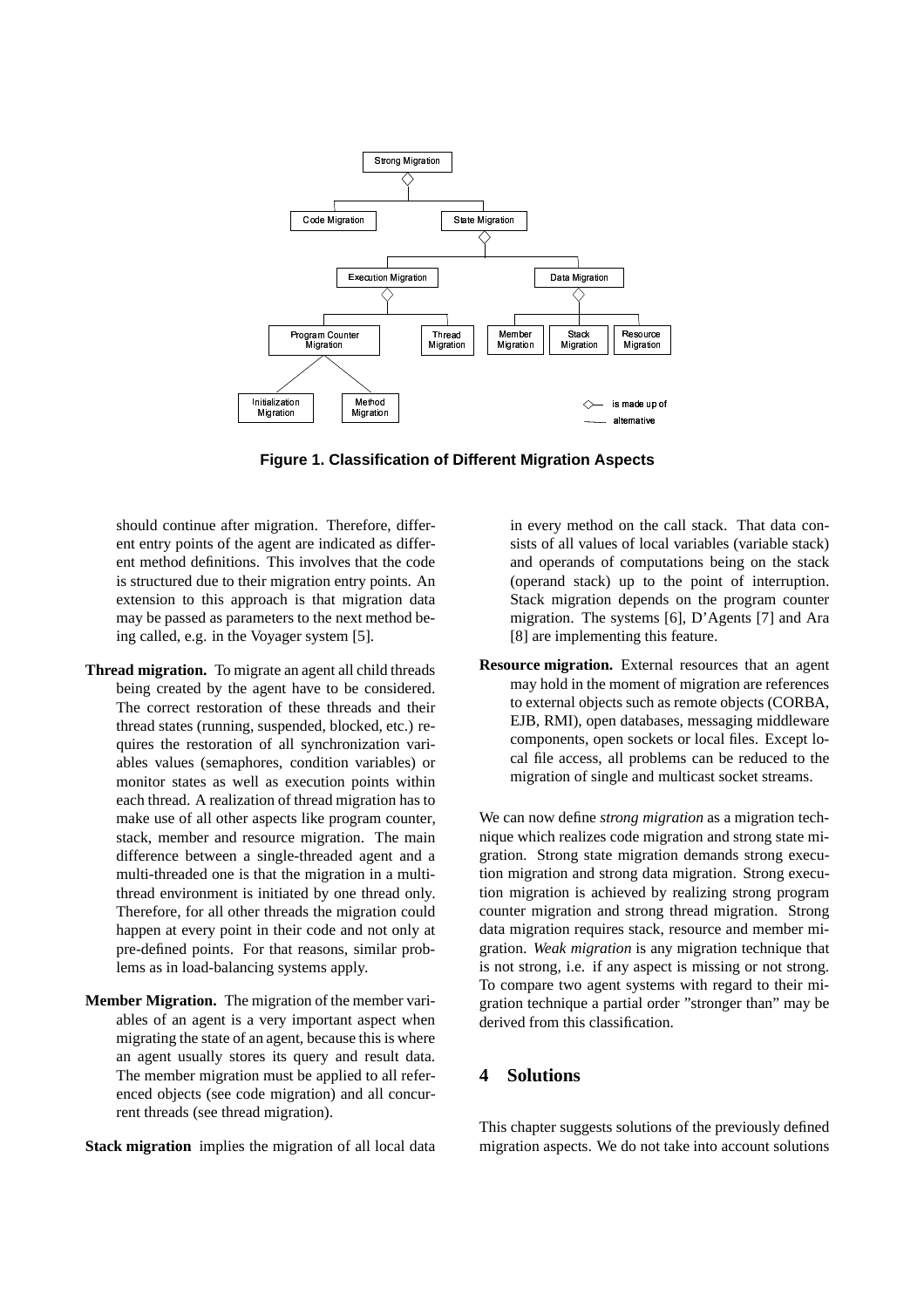Figure 1. Classification of Different Migration Aspects

should continue after migration. Therefore, different entry points of the agent are indicated as different method definitions. This involves that the code is structured due to their migration entry points. An extension to this approach is that migration data may be passed as parameters to the next method being called, e.g. in the Voyager system [5].

**Thread migration.** To migrate an agent all child threads being created by the agent have to be considered. The correct restoration of these threads and their thread states (running, suspended, blocked, etc.) requires the restoration of all synchronization variables values (semaphores, condition variables) or monitor states as well as execution points within each thread. A realization of thread migration has to make use of all other aspects like program counter, stack, member and resource migration. The main difference between a single-threaded agent and a multi-threaded one is that the migration in a multi-thread environment is initiated by one thread only. Therefore, for all other threads the migration could happen at every point in their code and not only at pre-defined points. For that reasons, similar problems as in load-balancing systems apply.

**Member Migration.** The migration of the member variables of an agent is a very important aspect when migrating the state of an agent, because this is where an agent usually stores its query and result data. The member migration must be applied to all referenced objects (see code migration) and all concurrent threads (see thread migration).

**Stack migration** implies the migration of all local data in every method on the call stack. That data consists of all values of local variables (variable stack) and operands of computations being on the stack (operand stack) up to the point of interruption. Stack migration depends on the program counter migration. The systems [6], D'Agents [7] and Ara [8] are implementing this feature.

**Resource migration.** External resources that an agent may hold in the moment of migration are references to external objects such as remote objects (CORBA, EJB, RMI), open databases, messaging middleware components, open sockets or local files. Except local file access, all problems can be reduced to the migration of single and multicast socket streams.

We can now define *strong migration* as a migration technique which realizes code migration and strong state migration. Strong state migration demands strong execution migration and strong data migration. Strong execution migration is achieved by realizing strong program counter migration and strong thread migration. Strong data migration requires stack, resource and member migration. *Weak migration* is any migration technique that is not strong, i.e. if any aspect is missing or not strong. To compare two agent systems with regard to their migration technique a partial order "stronger than" may be derived from this classification.

## 4 Solutions

This chapter suggests solutions of the previously defined migration aspects. We do not take into account solutions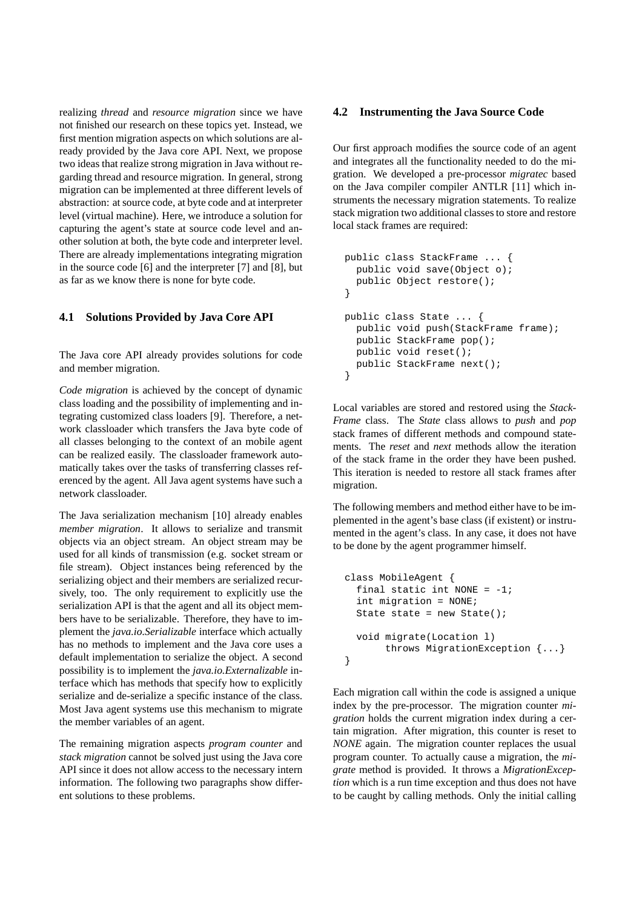realizing *thread* and *resource migration* since we have not finished our research on these topics yet. Instead, we first mention migration aspects on which solutions are already provided by the Java core API. Next, we propose two ideas that realize strong migration in Java without regarding thread and resource migration. In general, strong migration can be implemented at three different levels of abstraction: at source code, at byte code and at interpreter level (virtual machine). Here, we introduce a solution for capturing the agent's state at source code level and another solution at both, the byte code and interpreter level. There are already implementations integrating migration in the source code [6] and the interpreter [7] and [8], but as far as we know there is none for byte code.

### 4.1 Solutions Provided by Java Core API

The Java core API already provides solutions for code and member migration.

*Code migration* is achieved by the concept of dynamic class loading and the possibility of implementing and integrating customized class loaders [9]. Therefore, a network classloader which transfers the Java byte code of all classes belonging to the context of an mobile agent can be realized easily. The classloader framework automatically takes over the tasks of transferring classes referenced by the agent. All Java agent systems have such a network classloader.

The Java serialization mechanism [10] already enables *member migration*. It allows to serialize and transmit objects via an object stream. An object stream may be used for all kinds of transmission (e.g. socket stream or file stream). Object instances being referenced by the serializing object and their members are serialized recursively, too. The only requirement to explicitly use the serialization API is that the agent and all its object members have to be serializable. Therefore, they have to implement the *java.io.Serializable* interface which actually has no methods to implement and the Java core uses a default implementation to serialize the object. A second possibility is to implement the *java.io.Externalizable* interface which has methods that specify how to explicitly serialize and de-serialize a specific instance of the class. Most Java agent systems use this mechanism to migrate the member variables of an agent.

The remaining migration aspects *program counter* and *stack migration* cannot be solved just using the Java core API since it does not allow access to the necessary intern information. The following two paragraphs show different solutions to these problems.

### 4.2 Instrumenting the Java Source Code

Our first approach modifies the source code of an agent and integrates all the functionality needed to do the migration. We developed a pre-processor *migratec* based on the Java compiler compiler ANTLR [11] which instruments the necessary migration statements. To realize stack migration two additional classes to store and restore local stack frames are required:

```
public class StackFrame ... {
  public void save(Object o);
  public Object restore();
}

public class State ... {
  public void push(StackFrame frame);
  public StackFrame pop();
  public void reset();
  public StackFrame next();
}
```

Local variables are stored and restored using the *StackFrame* class. The *State* class allows to *push* and *pop* stack frames of different methods and compound statements. The *reset* and *next* methods allow the iteration of the stack frame in the order they have been pushed. This iteration is needed to restore all stack frames after migration.

The following members and method either have to be implemented in the agent's base class (if existent) or instrumented in the agent's class. In any case, it does not have to be done by the agent programmer himself.

```
class MobileAgent {
  final static int NONE = -1;
  int migration = NONE;
  State state = new State();

  void migrate(Location l)
       throws MigrationException {...}
}
```

Each migration call within the code is assigned a unique index by the pre-processor. The migration counter *migration* holds the current migration index during a certain migration. After migration, this counter is reset to *NONE* again. The migration counter replaces the usual program counter. To actually cause a migration, the *migrate* method is provided. It throws a *MigrationException* which is a run time exception and thus does not have to be caught by calling methods. Only the initial calling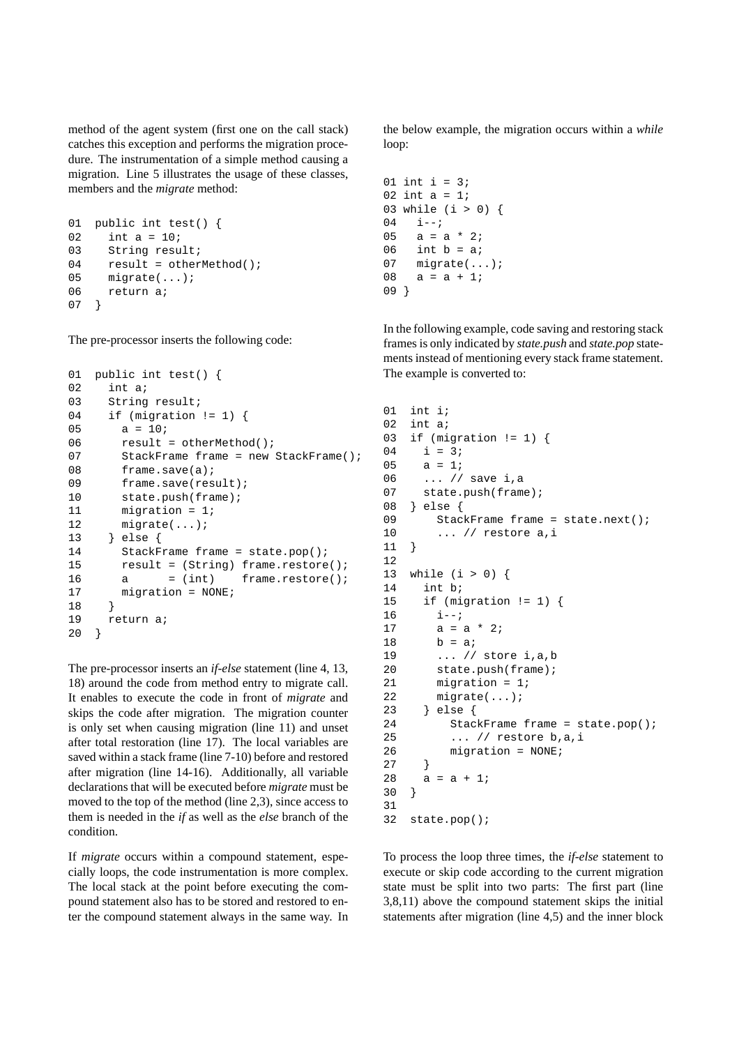method of the agent system (first one on the call stack) catches this exception and performs the migration procedure. The instrumentation of a simple method causing a migration. Line 5 illustrates the usage of these classes, members and the *migrate* method:

```
01  public int test() {
02    int a = 10;
03    String result;
04    result = otherMethod();
05    migrate(...);
06    return a;
07  }
```

The pre-processor inserts the following code:

```
01  public int test() {
02    int a;
03    String result;
04    if (migration != 1) {
05      a = 10;
06      result = otherMethod();
07      StackFrame frame = new StackFrame();
08      frame.save(a);
09      frame.save(result);
10      state.push(frame);
11      migration = 1;
12      migrate(...);
13    } else {
14      StackFrame frame = state.pop();
15      result = (String) frame.restore();
16      a      = (int)    frame.restore();
17      migration = NONE;
18    }
19    return a;
20  }
```

The pre-processor inserts an *if-else* statement (line 4, 13, 18) around the code from method entry to migrate call. It enables to execute the code in front of *migrate* and skips the code after migration. The migration counter is only set when causing migration (line 11) and unset after total restoration (line 17). The local variables are saved within a stack frame (line 7-10) before and restored after migration (line 14-16). Additionally, all variable declarations that will be executed before *migrate* must be moved to the top of the method (line 2,3), since access to them is needed in the *if* as well as the *else* branch of the condition.

If *migrate* occurs within a compound statement, especially loops, the code instrumentation is more complex. The local stack at the point before executing the compound statement also has to be stored and restored to enter the compound statement always in the same way. In the below example, the migration occurs within a *while* loop:

```
01 int i = 3;
02 int a = 1;
03 while (i > 0) {
04   i--;
05   a = a * 2;
06   int b = a;
07   migrate(...);
08   a = a + 1;
09 }
```

In the following example, code saving and restoring stack frames is only indicated by *state.push* and *state.pop* statements instead of mentioning every stack frame statement. The example is converted to:

```
01  int i;
02  int a;
03  if (migration != 1) {
04    i = 3;
05    a = 1;
06    ... // save i,a
07    state.push(frame);
08  } else {
09      StackFrame frame = state.next();
10      ... // restore a,i
11  }
12
13  while (i > 0) {
14    int b;
15    if (migration != 1) {
16      i--;
17      a = a * 2;
18      b = a;
19      ... // store i,a,b
20      state.push(frame);
21      migration = 1;
22      migrate(...);
23    } else {
24        StackFrame frame = state.pop();
25        ... // restore b,a,i
26        migration = NONE;
27    }
28    a = a + 1;
30  }
31
32  state.pop();
```

To process the loop three times, the *if-else* statement to execute or skip code according to the current migration state must be split into two parts: The first part (line 3,8,11) above the compound statement skips the initial statements after migration (line 4,5) and the inner block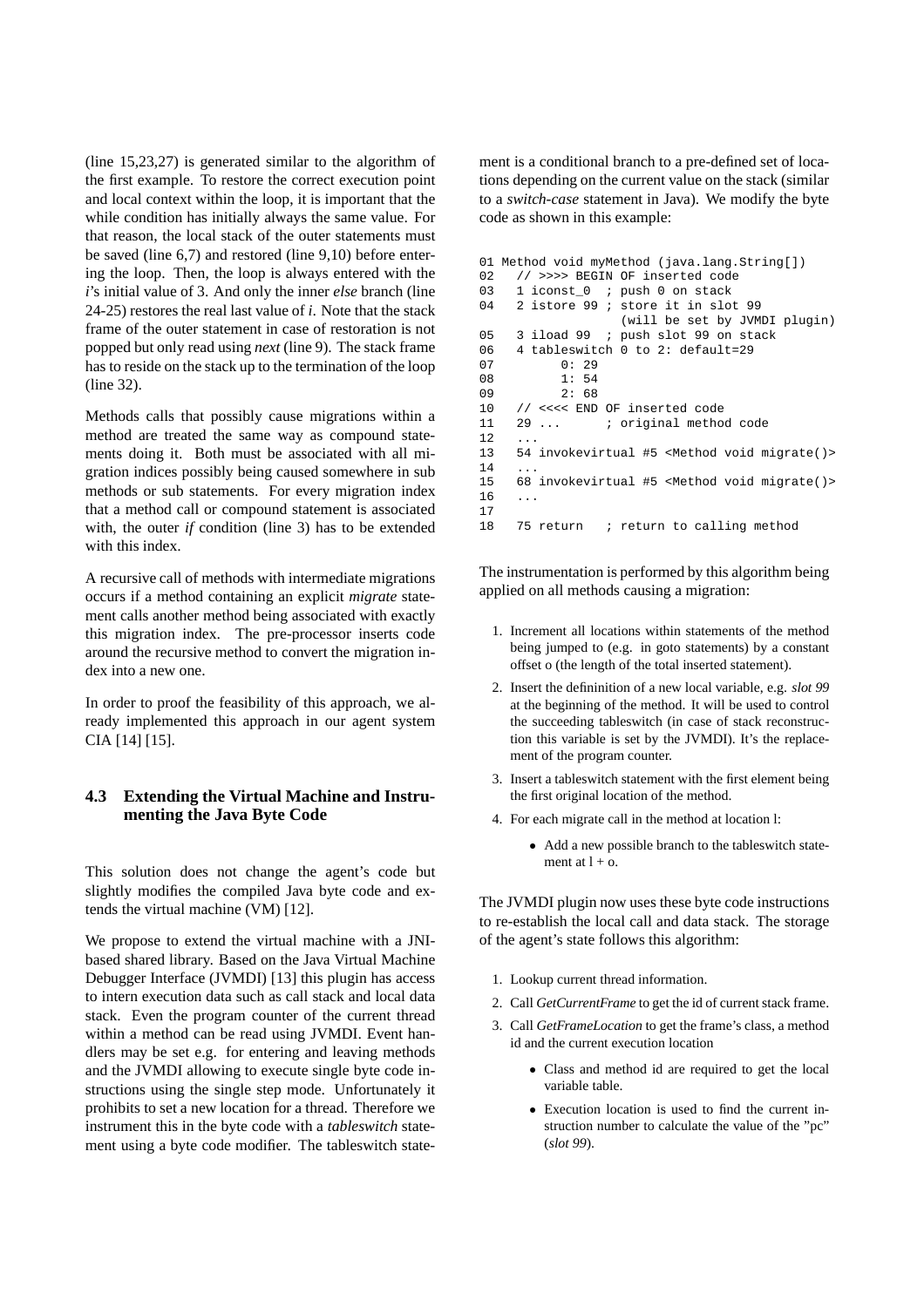(line 15,23,27) is generated similar to the algorithm of the first example. To restore the correct execution point and local context within the loop, it is important that the while condition has initially always the same value. For that reason, the local stack of the outer statements must be saved (line 6,7) and restored (line 9,10) before entering the loop. Then, the loop is always entered with the *i*'s initial value of 3. And only the inner *else* branch (line 24-25) restores the real last value of *i*. Note that the stack frame of the outer statement in case of restoration is not popped but only read using *next* (line 9). The stack frame has to reside on the stack up to the termination of the loop (line 32).

Methods calls that possibly cause migrations within a method are treated the same way as compound statements doing it. Both must be associated with all migration indices possibly being caused somewhere in sub methods or sub statements. For every migration index that a method call or compound statement is associated with, the outer *if* condition (line 3) has to be extended with this index.

A recursive call of methods with intermediate migrations occurs if a method containing an explicit *migrate* statement calls another method being associated with exactly this migration index. The pre-processor inserts code around the recursive method to convert the migration index into a new one.

In order to proof the feasibility of this approach, we already implemented this approach in our agent system CIA [14] [15].

### 4.3 Extending the Virtual Machine and Instrumenting the Java Byte Code

This solution does not change the agent's code but slightly modifies the compiled Java byte code and extends the virtual machine (VM) [12].

We propose to extend the virtual machine with a JNI-based shared library. Based on the Java Virtual Machine Debugger Interface (JVMDI) [13] this plugin has access to intern execution data such as call stack and local data stack. Even the program counter of the current thread within a method can be read using JVMDI. Event handlers may be set e.g. for entering and leaving methods and the JVMDI allowing to execute single byte code instructions using the single step mode. Unfortunately it prohibits to set a new location for a thread. Therefore we instrument this in the byte code with a *tableswitch* statement using a byte code modifier. The tableswitch statement is a conditional branch to a pre-defined set of locations depending on the current value on the stack (similar to a *switch-case* statement in Java). We modify the byte code as shown in this example:

```
01 Method void myMethod (java.lang.String[])
02   // >>>> BEGIN OF inserted code
03   1 iconst_0  ; push 0 on stack
04   2 istore 99 ; store it in slot 99
                   (will be set by JVMDI plugin)
05   3 iload 99  ; push slot 99 on stack
06   4 tableswitch 0 to 2: default=29
07         0: 29
08         1: 54
09         2: 68
10   // <<<< END OF inserted code
11   29 ...      ; original method code
12   ...
13   54 invokevirtual #5 <Method void migrate()>
14   ...
15   68 invokevirtual #5 <Method void migrate()>
16   ...
17
18   75 return   ; return to calling method
```

The instrumentation is performed by this algorithm being applied on all methods causing a migration:

1. Increment all locations within statements of the method being jumped to (e.g. in goto statements) by a constant offset o (the length of the total inserted statement).
2. Insert the defininition of a new local variable, e.g. *slot 99* at the beginning of the method. It will be used to control the succeeding tableswitch (in case of stack reconstruction this variable is set by the JVMDI). It's the replacement of the program counter.
3. Insert a tableswitch statement with the first element being the first original location of the method.
4. For each migrate call in the method at location l:
   - Add a new possible branch to the tableswitch statement at l + o.

The JVMDI plugin now uses these byte code instructions to re-establish the local call and data stack. The storage of the agent's state follows this algorithm:

1. Lookup current thread information.
2. Call *GetCurrentFrame* to get the id of current stack frame.
3. Call *GetFrameLocation* to get the frame's class, a method id and the current execution location
   - Class and method id are required to get the local variable table.
   - Execution location is used to find the current instruction number to calculate the value of the "pc" (*slot 99*).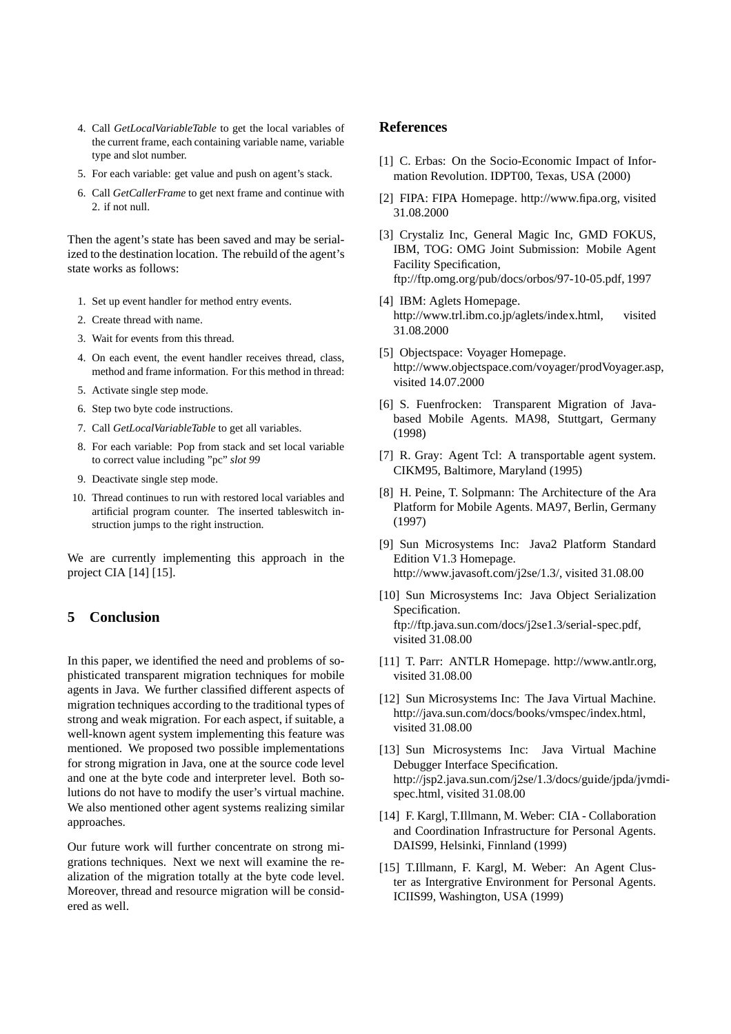4. Call *GetLocalVariableTable* to get the local variables of the current frame, each containing variable name, variable type and slot number.
5. For each variable: get value and push on agent's stack.
6. Call *GetCallerFrame* to get next frame and continue with 2. if not null.

Then the agent's state has been saved and may be serialized to the destination location. The rebuild of the agent's state works as follows:

1. Set up event handler for method entry events.
2. Create thread with name.
3. Wait for events from this thread.
4. On each event, the event handler receives thread, class, method and frame information. For this method in thread:
5. Activate single step mode.
6. Step two byte code instructions.
7. Call *GetLocalVariableTable* to get all variables.
8. For each variable: Pop from stack and set local variable to correct value including "pc" *slot 99*
9. Deactivate single step mode.
10. Thread continues to run with restored local variables and artificial program counter. The inserted tableswitch instruction jumps to the right instruction.

We are currently implementing this approach in the project CIA [14] [15].

## 5 Conclusion

In this paper, we identified the need and problems of sophisticated transparent migration techniques for mobile agents in Java. We further classified different aspects of migration techniques according to the traditional types of strong and weak migration. For each aspect, if suitable, a well-known agent system implementing this feature was mentioned. We proposed two possible implementations for strong migration in Java, one at the source code level and one at the byte code and interpreter level. Both solutions do not have to modify the user's virtual machine. We also mentioned other agent systems realizing similar approaches.

Our future work will further concentrate on strong migrations techniques. Next we next will examine the realization of the migration totally at the byte code level. Moreover, thread and resource migration will be considered as well.

## References

[1] C. Erbas: On the Socio-Economic Impact of Information Revolution. IDPT00, Texas, USA (2000)

[2] FIPA: FIPA Homepage. http://www.fipa.org, visited 31.08.2000

[3] Crystaliz Inc, General Magic Inc, GMD FOKUS, IBM, TOG: OMG Joint Submission: Mobile Agent Facility Specification, ftp://ftp.omg.org/pub/docs/orbos/97-10-05.pdf, 1997

[4] IBM: Aglets Homepage. http://www.trl.ibm.co.jp/aglets/index.html, visited 31.08.2000

[5] Objectspace: Voyager Homepage. http://www.objectspace.com/voyager/prodVoyager.asp, visited 14.07.2000

[6] S. Fuenfrocken: Transparent Migration of Java-based Mobile Agents. MA98, Stuttgart, Germany (1998)

[7] R. Gray: Agent Tcl: A transportable agent system. CIKM95, Baltimore, Maryland (1995)

[8] H. Peine, T. Solpmann: The Architecture of the Ara Platform for Mobile Agents. MA97, Berlin, Germany (1997)

[9] Sun Microsystems Inc: Java2 Platform Standard Edition V1.3 Homepage. http://www.javasoft.com/j2se/1.3/, visited 31.08.00

[10] Sun Microsystems Inc: Java Object Serialization Specification. ftp://ftp.java.sun.com/docs/j2se1.3/serial-spec.pdf, visited 31.08.00

[11] T. Parr: ANTLR Homepage. http://www.antlr.org, visited 31.08.00

[12] Sun Microsystems Inc: The Java Virtual Machine. http://java.sun.com/docs/books/vmspec/index.html, visited 31.08.00

[13] Sun Microsystems Inc: Java Virtual Machine Debugger Interface Specification. http://jsp2.java.sun.com/j2se/1.3/docs/guide/jpda/jvmdi-spec.html, visited 31.08.00

[14] F. Kargl, T.Illmann, M. Weber: CIA - Collaboration and Coordination Infrastructure for Personal Agents. DAIS99, Helsinki, Finnland (1999)

[15] T.Illmann, F. Kargl, M. Weber: An Agent Cluster as Intergrative Environment for Personal Agents. ICIIS99, Washington, USA (1999)